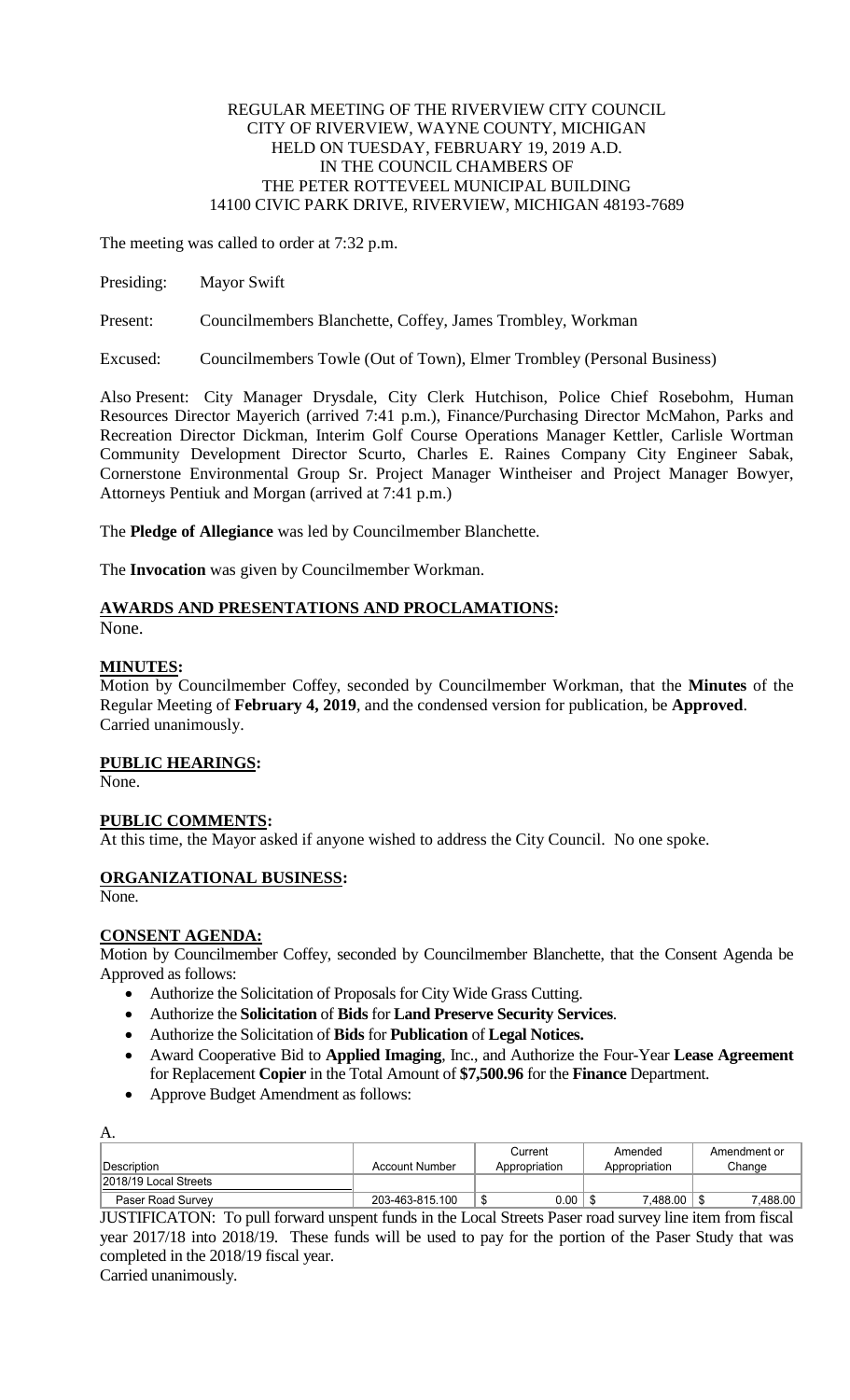REGULAR MEETING OF THE RIVERVIEW CITY COUNCIL
CITY OF RIVERVIEW, WAYNE COUNTY, MICHIGAN
HELD ON TUESDAY, FEBRUARY 19, 2019 A.D.
IN THE COUNCIL CHAMBERS OF
THE PETER ROTTEVEEL MUNICIPAL BUILDING
14100 CIVIC PARK DRIVE, RIVERVIEW, MICHIGAN 48193-7689

The meeting was called to order at 7:32 p.m.

Presiding: Mayor Swift

Present: Councilmembers Blanchette, Coffey, James Trombley, Workman

Excused: Councilmembers Towle (Out of Town), Elmer Trombley (Personal Business)

Also Present: City Manager Drysdale, City Clerk Hutchison, Police Chief Rosebohm, Human Resources Director Mayerich (arrived 7:41 p.m.), Finance/Purchasing Director McMahon, Parks and Recreation Director Dickman, Interim Golf Course Operations Manager Kettler, Carlisle Wortman Community Development Director Scurto, Charles E. Raines Company City Engineer Sabak, Cornerstone Environmental Group Sr. Project Manager Wintheiser and Project Manager Bowyer, Attorneys Pentiuk and Morgan (arrived at 7:41 p.m.)

The **Pledge of Allegiance** was led by Councilmember Blanchette.

The **Invocation** was given by Councilmember Workman.

**AWARDS AND PRESENTATIONS AND PROCLAMATIONS:**
None.

**MINUTES:**
Motion by Councilmember Coffey, seconded by Councilmember Workman, that the **Minutes** of the Regular Meeting of **February 4, 2019**, and the condensed version for publication, be **Approved**.
Carried unanimously.

**PUBLIC HEARINGS:**
None.

**PUBLIC COMMENTS:**
At this time, the Mayor asked if anyone wished to address the City Council. No one spoke.

**ORGANIZATIONAL BUSINESS:**
None.

**CONSENT AGENDA:**
Motion by Councilmember Coffey, seconded by Councilmember Blanchette, that the Consent Agenda be Approved as follows:

- Authorize the Solicitation of Proposals for City Wide Grass Cutting.
- Authorize the **Solicitation** of **Bids** for **Land Preserve Security Services**.
- Authorize the Solicitation of **Bids** for **Publication** of **Legal Notices.**
- Award Cooperative Bid to **Applied Imaging**, Inc., and Authorize the Four-Year **Lease Agreement** for Replacement **Copier** in the Total Amount of **$7,500.96** for the **Finance** Department.
- Approve Budget Amendment as follows:

A.

| Description | Account Number | Current Appropriation | Amended Appropriation | Amendment or Change |
|---|---|---|---|---|
| 2018/19 Local Streets | | | | |
| Paser Road Survey | 203-463-815.100 | $ 0.00 | $ 7,488.00 | $ 7,488.00 |

JUSTIFICATON: To pull forward unspent funds in the Local Streets Paser road survey line item from fiscal year 2017/18 into 2018/19. These funds will be used to pay for the portion of the Paser Study that was completed in the 2018/19 fiscal year.
Carried unanimously.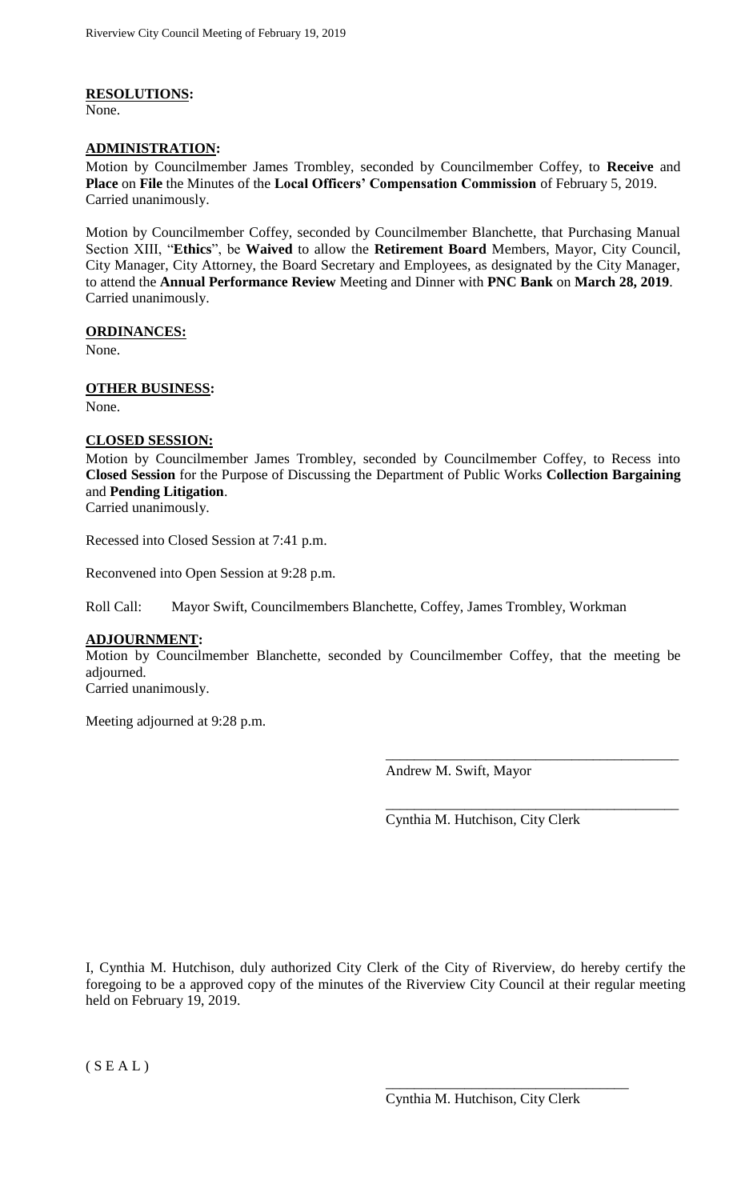**RESOLUTIONS:**

None.

**ADMINISTRATION:**

Motion by Councilmember James Trombley, seconded by Councilmember Coffey, to **Receive** and **Place** on **File** the Minutes of the **Local Officers' Compensation Commission** of February 5, 2019. Carried unanimously.

Motion by Councilmember Coffey, seconded by Councilmember Blanchette, that Purchasing Manual Section XIII, "**Ethics**", be **Waived** to allow the **Retirement Board** Members, Mayor, City Council, City Manager, City Attorney, the Board Secretary and Employees, as designated by the City Manager, to attend the **Annual Performance Review** Meeting and Dinner with **PNC Bank** on **March 28, 2019**. Carried unanimously.

**ORDINANCES:**

None.

**OTHER BUSINESS:**

None.

**CLOSED SESSION:**

Motion by Councilmember James Trombley, seconded by Councilmember Coffey, to Recess into **Closed Session** for the Purpose of Discussing the Department of Public Works **Collection Bargaining** and **Pending Litigation**.
Carried unanimously.

Recessed into Closed Session at 7:41 p.m.

Reconvened into Open Session at 9:28 p.m.

Roll Call: Mayor Swift, Councilmembers Blanchette, Coffey, James Trombley, Workman

**ADJOURNMENT:**

Motion by Councilmember Blanchette, seconded by Councilmember Coffey, that the meeting be adjourned.
Carried unanimously.

Meeting adjourned at 9:28 p.m.

\_\_\_\_\_\_\_\_\_\_\_\_\_\_\_\_\_\_\_\_\_\_\_\_\_\_\_\_\_\_\_\_\_\_\_\_\_\_\_\_\_\_\_\_
Andrew M. Swift, Mayor

\_\_\_\_\_\_\_\_\_\_\_\_\_\_\_\_\_\_\_\_\_\_\_\_\_\_\_\_\_\_\_\_\_\_\_\_\_\_\_\_\_\_\_\_
Cynthia M. Hutchison, City Clerk

I, Cynthia M. Hutchison, duly authorized City Clerk of the City of Riverview, do hereby certify the foregoing to be a approved copy of the minutes of the Riverview City Council at their regular meeting held on February 19, 2019.

( S E A L )

\_\_\_\_\_\_\_\_\_\_\_\_\_\_\_\_\_\_\_\_\_\_\_\_\_\_\_\_\_\_\_\_\_\_\_\_\_
Cynthia M. Hutchison, City Clerk